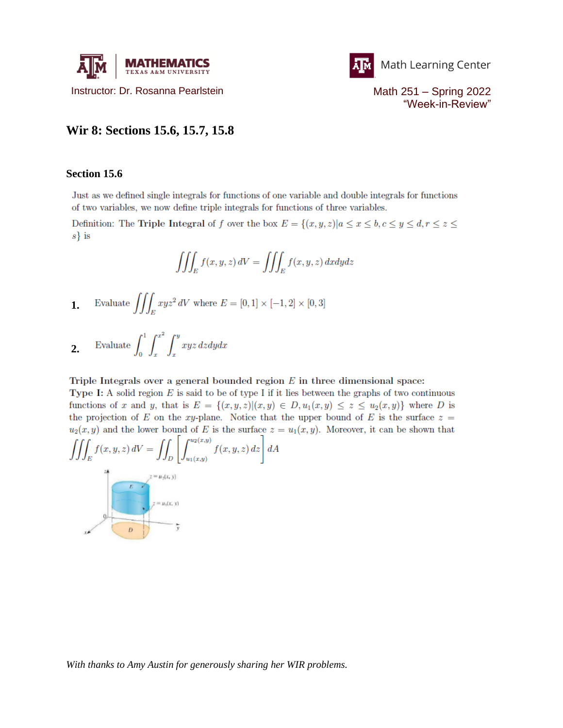Instructor: Dr. Rosanna Pearlstein

Math 251 – Spring 2022
"Week-in-Review"

## Wir 8: Sections 15.6, 15.7, 15.8

### Section 15.6

Just as we defined single integrals for functions of one variable and double integrals for functions of two variables, we now define triple integrals for functions of three variables.

Definition: The **Triple Integral** of $f$ over the box $E = \{(x, y, z) | a \leq x \leq b, c \leq y \leq d, r \leq z \leq s\}$ is

$$\iiint_E f(x, y, z)\, dV = \iiint_E f(x, y, z)\, dx dy dz$$

**1.** Evaluate $\displaystyle\iiint_E xyz^2\, dV$ where $E = [0, 1] \times [-1, 2] \times [0, 3]$

**2.** Evaluate $\displaystyle\int_0^1 \int_x^{x^2} \int_x^y xyz\, dz dy dx$

**Triple Integrals over a general bounded region $E$ in three dimensional space:**
**Type I:** A solid region $E$ is said to be of type I if it lies between the graphs of two continuous functions of $x$ and $y$, that is $E = \{(x, y, z) | (x, y) \in D, u_1(x, y) \leq z \leq u_2(x, y)\}$ where $D$ is the projection of $E$ on the $xy$-plane. Notice that the upper bound of $E$ is the surface $z = u_2(x, y)$ and the lower bound of $E$ is the surface $z = u_1(x, y)$. Moreover, it can be shown that

$$\iiint_E f(x, y, z)\, dV = \iint_D \left[ \int_{u_1(x,y)}^{u_2(x,y)} f(x, y, z)\, dz \right] dA$$

*With thanks to Amy Austin for generously sharing her WIR problems.*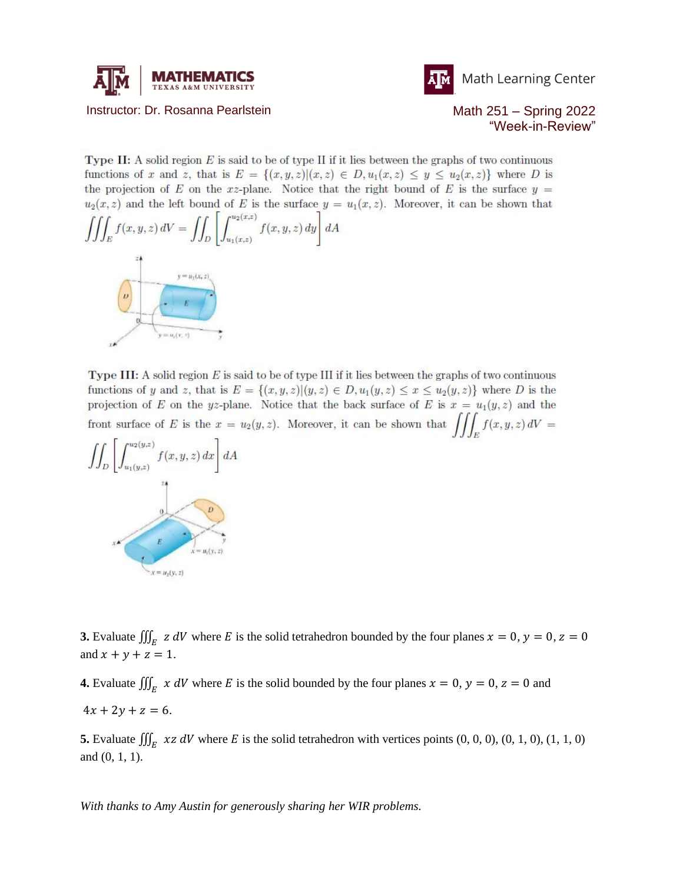**Type II:** A solid region $E$ is said to be of type II if it lies between the graphs of two continuous functions of $x$ and $z$, that is $E = \{(x, y, z)|(x, z) \in D, u_1(x, z) \leq y \leq u_2(x, z)\}$ where $D$ is the projection of $E$ on the $xz$-plane. Notice that the right bound of $E$ is the surface $y = u_2(x, z)$ and the left bound of $E$ is the surface $y = u_1(x, z)$. Moreover, it can be shown that

$$\iiint_E f(x, y, z)\, dV = \iint_D \left[ \int_{u_1(x,z)}^{u_2(x,z)} f(x, y, z)\, dy \right] dA$$

**Type III:** A solid region $E$ is said to be of type III if it lies between the graphs of two continuous functions of $y$ and $z$, that is $E = \{(x, y, z)|(y, z) \in D, u_1(y, z) \leq x \leq u_2(y, z)\}$ where $D$ is the projection of $E$ on the $yz$-plane. Notice that the back surface of $E$ is $x = u_1(y, z)$ and the front surface of $E$ is the $x = u_2(y, z)$. Moreover, it can be shown that $\iiint_E f(x, y, z)\, dV =$

$$\iint_D \left[ \int_{u_1(y,z)}^{u_2(y,z)} f(x, y, z)\, dx \right] dA$$

**3.** Evaluate $\iiint_E z\, dV$ where $E$ is the solid tetrahedron bounded by the four planes $x = 0, y = 0, z = 0$ and $x + y + z = 1$.

**4.** Evaluate $\iiint_E x\, dV$ where $E$ is the solid bounded by the four planes $x = 0$, $y = 0$, $z = 0$ and

$4x + 2y + z = 6$.

**5.** Evaluate $\iiint_E xz\, dV$ where $E$ is the solid tetrahedron with vertices points (0, 0, 0), (0, 1, 0), (1, 1, 0) and (0, 1, 1).

*With thanks to Amy Austin for generously sharing her WIR problems.*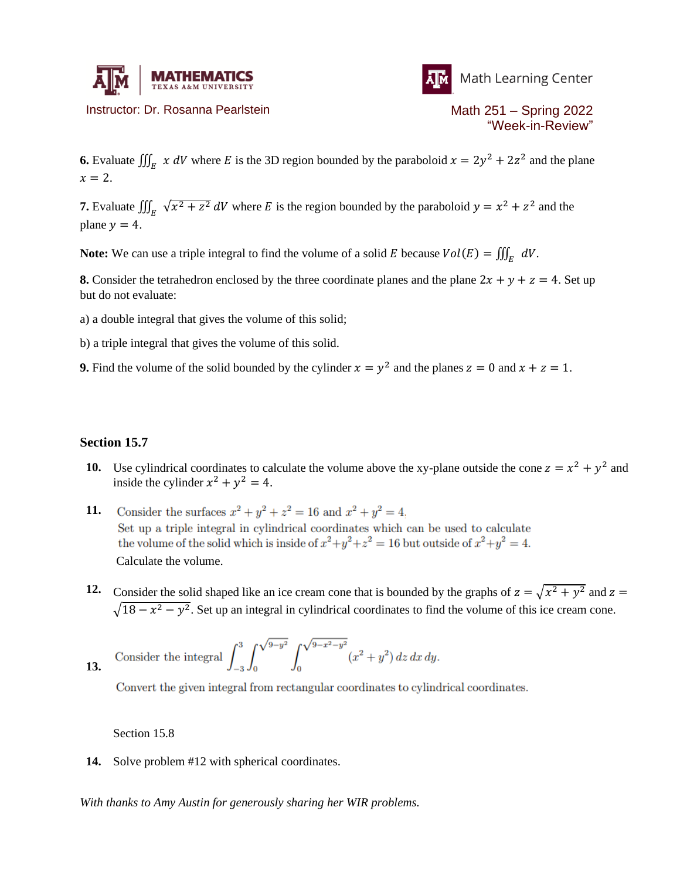**6.** Evaluate $\iiint_E x\, dV$ where $E$ is the 3D region bounded by the paraboloid $x = 2y^2 + 2z^2$ and the plane $x = 2$.

**7.** Evaluate $\iiint_E \sqrt{x^2 + z^2}\, dV$ where $E$ is the region bounded by the paraboloid $y = x^2 + z^2$ and the plane $y = 4$.

**Note:** We can use a triple integral to find the volume of a solid $E$ because $Vol(E) = \iiint_E dV$.

**8.** Consider the tetrahedron enclosed by the three coordinate planes and the plane $2x + y + z = 4$. Set up but do not evaluate:

a) a double integral that gives the volume of this solid;

b) a triple integral that gives the volume of this solid.

**9.** Find the volume of the solid bounded by the cylinder $x = y^2$ and the planes $z = 0$ and $x + z = 1$.

**Section 15.7**

**10.** Use cylindrical coordinates to calculate the volume above the xy-plane outside the cone $z = x^2 + y^2$ and inside the cylinder $x^2 + y^2 = 4$.

**11.** Consider the surfaces $x^2 + y^2 + z^2 = 16$ and $x^2 + y^2 = 4$.
Set up a triple integral in cylindrical coordinates which can be used to calculate the volume of the solid which is inside of $x^2+y^2+z^2 = 16$ but outside of $x^2+y^2 = 4$.
Calculate the volume.

**12.** Consider the solid shaped like an ice cream cone that is bounded by the graphs of $z = \sqrt{x^2 + y^2}$ and $z = \sqrt{18 - x^2 - y^2}$. Set up an integral in cylindrical coordinates to find the volume of this ice cream cone.

**13.** Consider the integral $\displaystyle\int_{-3}^{3} \int_{0}^{\sqrt{9-y^2}} \int_{0}^{\sqrt{9-x^2-y^2}} (x^2 + y^2)\, dz\, dx\, dy.$

Convert the given integral from rectangular coordinates to cylindrical coordinates.

Section 15.8

**14.** Solve problem #12 with spherical coordinates.

*With thanks to Amy Austin for generously sharing her WIR problems.*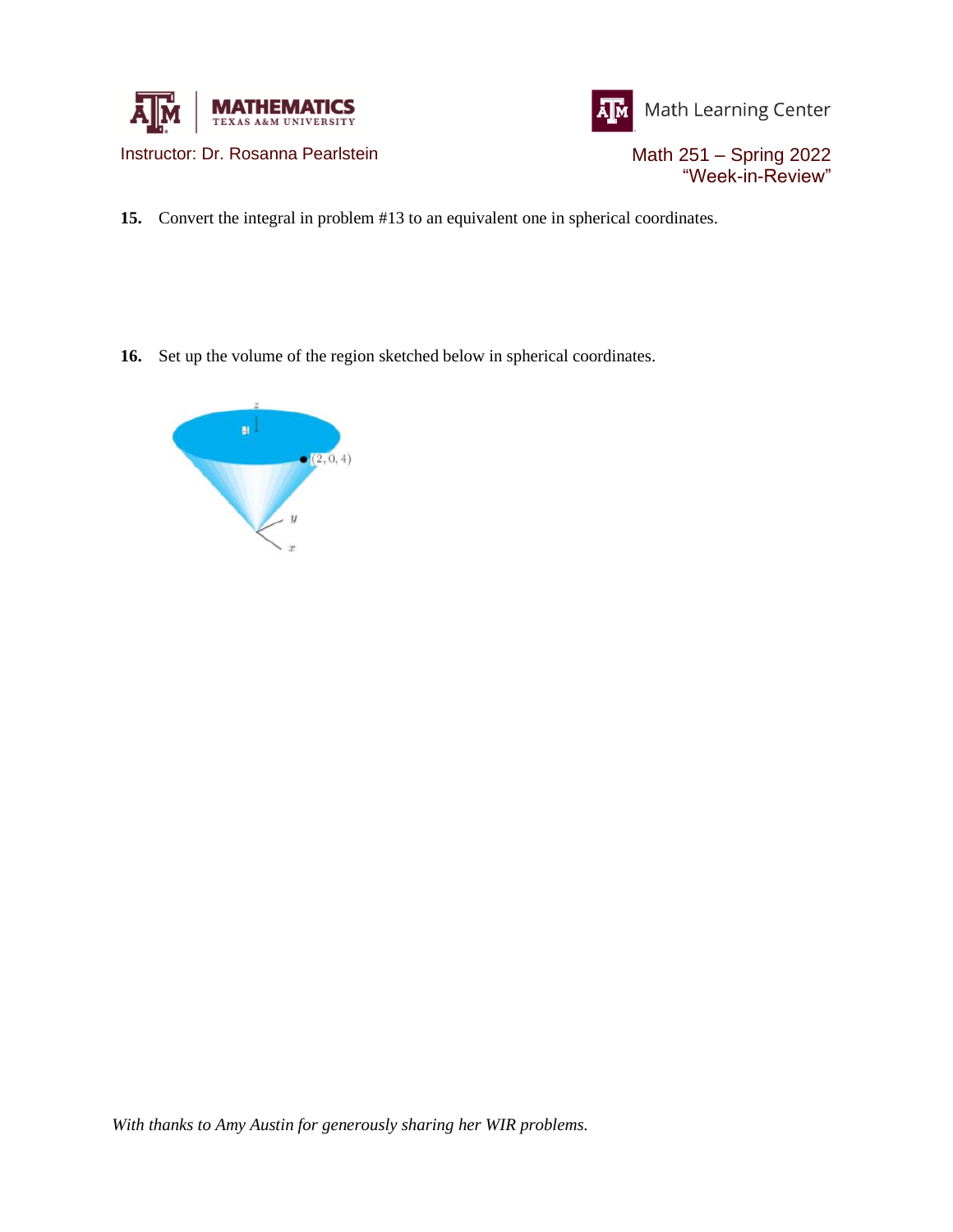**15.** Convert the integral in problem #13 to an equivalent one in spherical coordinates.

**16.** Set up the volume of the region sketched below in spherical coordinates.

$z$

$(2, 0, 4)$

$y$

$x$

*With thanks to Amy Austin for generously sharing her WIR problems.*